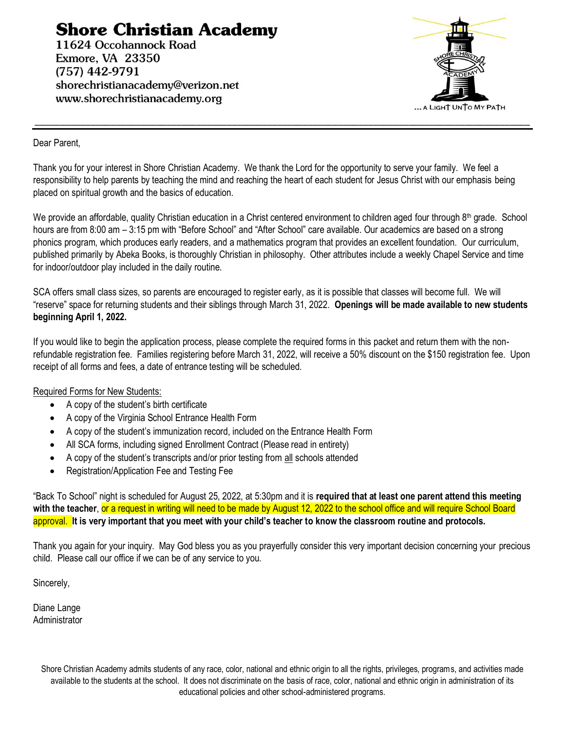# Shore Christian Academy

11624 Occohannock Road
Exmore, VA 23350
(757) 442-9791
shorechristianacademy@verizon.net
www.shorechristianacademy.org

… A LIGHT UNTO MY PATH

---

Dear Parent,

Thank you for your interest in Shore Christian Academy. We thank the Lord for the opportunity to serve your family. We feel a responsibility to help parents by teaching the mind and reaching the heart of each student for Jesus Christ with our emphasis being placed on spiritual growth and the basics of education.

We provide an affordable, quality Christian education in a Christ centered environment to children aged four through 8th grade. School hours are from 8:00 am – 3:15 pm with "Before School" and "After School" care available. Our academics are based on a strong phonics program, which produces early readers, and a mathematics program that provides an excellent foundation. Our curriculum, published primarily by Abeka Books, is thoroughly Christian in philosophy. Other attributes include a weekly Chapel Service and time for indoor/outdoor play included in the daily routine.

SCA offers small class sizes, so parents are encouraged to register early, as it is possible that classes will become full. We will "reserve" space for returning students and their siblings through March 31, 2022. **Openings will be made available to new students beginning April 1, 2022.**

If you would like to begin the application process, please complete the required forms in this packet and return them with the non-refundable registration fee. Families registering before March 31, 2022, will receive a 50% discount on the $150 registration fee. Upon receipt of all forms and fees, a date of entrance testing will be scheduled.

Required Forms for New Students:

- A copy of the student's birth certificate
- A copy of the Virginia School Entrance Health Form
- A copy of the student's immunization record, included on the Entrance Health Form
- All SCA forms, including signed Enrollment Contract (Please read in entirety)
- A copy of the student's transcripts and/or prior testing from all schools attended
- Registration/Application Fee and Testing Fee

"Back To School" night is scheduled for August 25, 2022, at 5:30pm and it is **required that at least one parent attend this meeting with the teacher**, or a request in writing will need to be made by August 12, 2022 to the school office and will require School Board approval. **It is very important that you meet with your child's teacher to know the classroom routine and protocols.**

Thank you again for your inquiry. May God bless you as you prayerfully consider this very important decision concerning your precious child. Please call our office if we can be of any service to you.

Sincerely,

Diane Lange
Administrator

Shore Christian Academy admits students of any race, color, national and ethnic origin to all the rights, privileges, programs, and activities made available to the students at the school. It does not discriminate on the basis of race, color, national and ethnic origin in administration of its educational policies and other school-administered programs.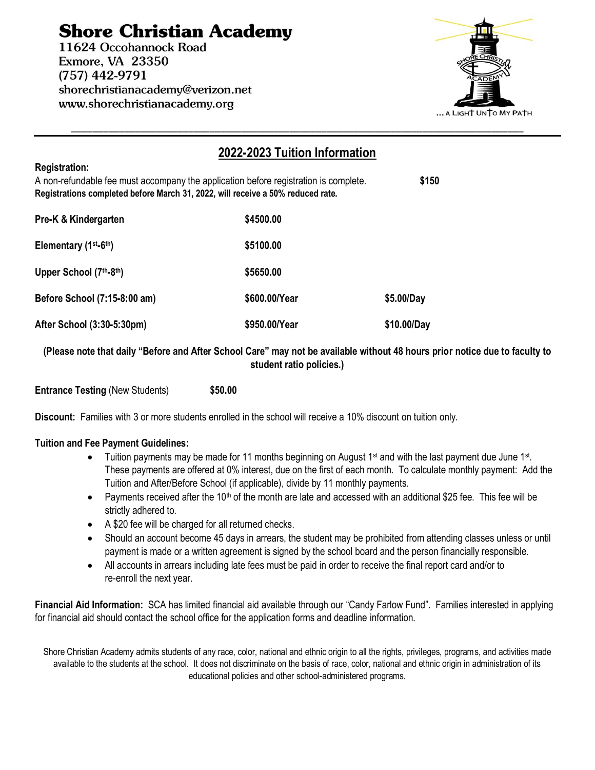# Shore Christian Academy

11624 Occohannock Road
Exmore, VA 23350
(757) 442-9791
shorechristianacademy@verizon.net
www.shorechristianacademy.org

... A LIGHT UNTO MY PATH

## 2022-2023 Tuition Information

**Registration:**

A non-refundable fee must accompany the application before registration is complete. **$150**

**Registrations completed before March 31, 2022, will receive a 50% reduced rate.**

| | | |
|---|---|---|
| **Pre-K & Kindergarten** | **$4500.00** | |
| **Elementary (1st-6th)** | **$5100.00** | |
| **Upper School (7th-8th)** | **$5650.00** | |
| **Before School (7:15-8:00 am)** | **$600.00/Year** | **$5.00/Day** |
| **After School (3:30-5:30pm)** | **$950.00/Year** | **$10.00/Day** |

**(Please note that daily "Before and After School Care" may not be available without 48 hours prior notice due to faculty to student ratio policies.)**

**Entrance Testing** (New Students) **$50.00**

**Discount:** Families with 3 or more students enrolled in the school will receive a 10% discount on tuition only.

**Tuition and Fee Payment Guidelines:**

- Tuition payments may be made for 11 months beginning on August 1st and with the last payment due June 1st. These payments are offered at 0% interest, due on the first of each month. To calculate monthly payment: Add the Tuition and After/Before School (if applicable), divide by 11 monthly payments.
- Payments received after the 10th of the month are late and accessed with an additional $25 fee. This fee will be strictly adhered to.
- A $20 fee will be charged for all returned checks.
- Should an account become 45 days in arrears, the student may be prohibited from attending classes unless or until payment is made or a written agreement is signed by the school board and the person financially responsible.
- All accounts in arrears including late fees must be paid in order to receive the final report card and/or to re-enroll the next year.

**Financial Aid Information:** SCA has limited financial aid available through our "Candy Farlow Fund". Families interested in applying for financial aid should contact the school office for the application forms and deadline information.

Shore Christian Academy admits students of any race, color, national and ethnic origin to all the rights, privileges, programs, and activities made available to the students at the school. It does not discriminate on the basis of race, color, national and ethnic origin in administration of its educational policies and other school-administered programs.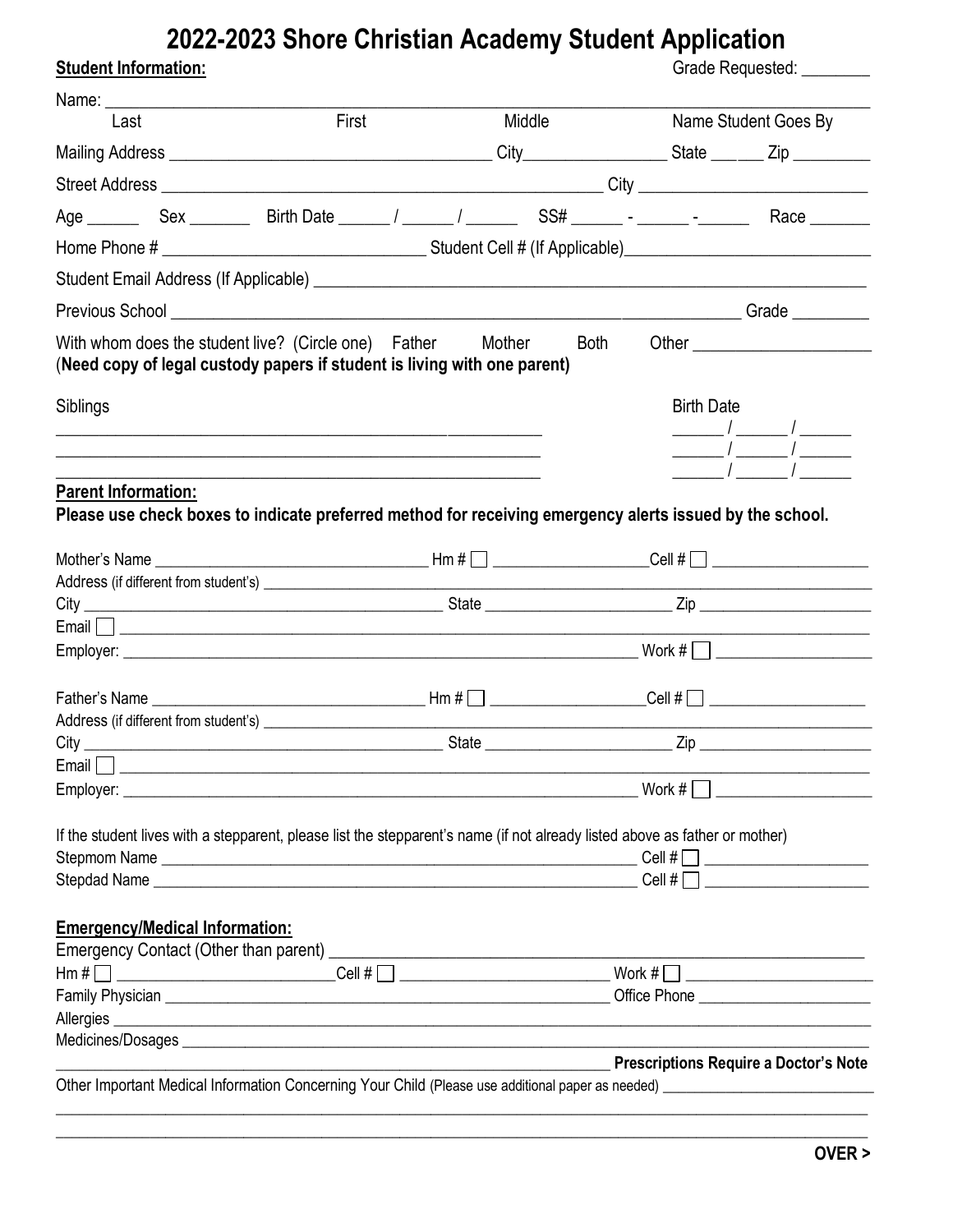# 2022-2023 Shore Christian Academy Student Application

**Student Information:** Grade Requested: ________

Name: ______________________________________________________________________________
Last First Middle Name Student Goes By

Mailing Address ____________________________ City______________ State ______ Zip ________

Street Address ________________________________________ City ______________________

Age ______ Sex _______ Birth Date ______ / ______ / ______ SS# ______ - ______ -______ Race _______

Home Phone # ___________________________ Student Cell # (If Applicable)_________________________

Student Email Address (If Applicable) ____________________________________________________

Previous School ____________________________________________________ Grade ________

With whom does the student live? (Circle one) Father Mother Both Other ___________________
(**Need copy of legal custody papers if student is living with one parent)**

Siblings | Birth Date
___________________________________________________ ______ / ______ / ______
___________________________________________________ ______ / ______ / ______
___________________________________________________ ______ / ______ / ______

**Parent Information:**

**Please use check boxes to indicate preferred method for receiving emergency alerts issued by the school.**

Mother's Name ______________________________ Hm # ☐ _________________ Cell # ☐ _________________
Address (if different from student's) ______________________________________________________
City ____________________________________ State ____________________ Zip __________________
Email ☐ _________________________________________________________________________
Employer: _________________________________________________________ Work # ☐ _________________

Father's Name ______________________________ Hm # ☐ _________________ Cell # ☐ _________________
Address (if different from student's) ______________________________________________________
City ____________________________________ State ____________________ Zip __________________
Email ☐ _________________________________________________________________________
Employer: _________________________________________________________ Work # ☐ _________________

If the student lives with a stepparent, please list the stepparent's name (if not already listed above as father or mother)
Stepmom Name _____________________________________________________ Cell # ☐ __________________
Stepdad Name _____________________________________________________ Cell # ☐ __________________

**Emergency/Medical Information:**

Emergency Contact (Other than parent) ______________________________________________________
Hm # ☐ ________________________ Cell # ☐ ________________________ Work # ☐ ______________________
Family Physician _____________________________________________ Office Phone ___________________
Allergies _________________________________________________________________________
Medicines/Dosages __________________________________________________________________
__________________________________________________________ **Prescriptions Require a Doctor's Note**
Other Important Medical Information Concerning Your Child (Please use additional paper as needed) ____________________
_______________________________________________________________________________________
_______________________________________________________________________________________

**OVER >**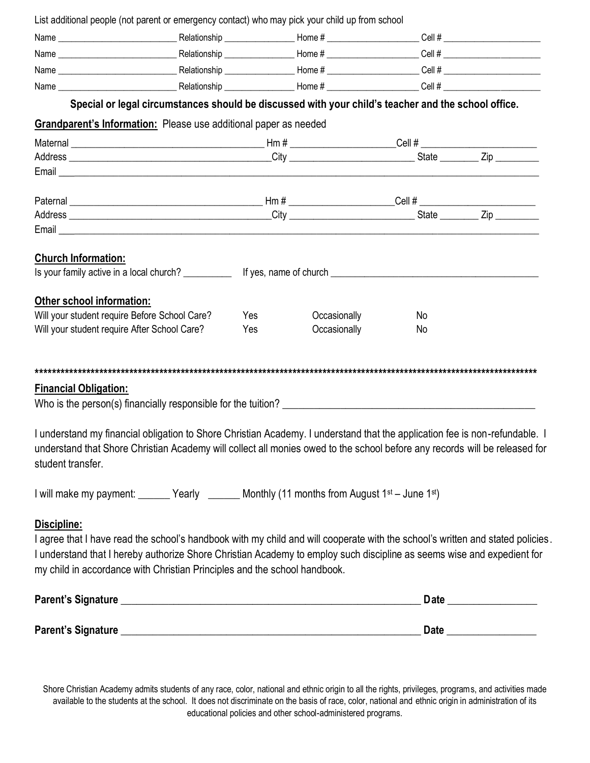List additional people (not parent or emergency contact) who may pick your child up from school

Name ___________________________ Relationship ________________ Home # ____________________ Cell # ______________________

Name ___________________________ Relationship ________________ Home # ____________________ Cell # ______________________

Name ___________________________ Relationship ________________ Home # ____________________ Cell # ______________________

Name ___________________________ Relationship ________________ Home # ____________________ Cell # ______________________

**Special or legal circumstances should be discussed with your child's teacher and the school office.**

**Grandparent's Information:** Please use additional paper as needed

Maternal ________________________________________ Hm # _____________________ Cell # ________________________

Address __________________________________________ City _________________________ State ________ Zip _________

Email ___________________________________________________________________________________________________

Paternal ________________________________________ Hm # _____________________ Cell # ________________________

Address __________________________________________ City _________________________ State ________ Zip _________

Email ___________________________________________________________________________________________________

**Church Information:**

Is your family active in a local church? __________ If yes, name of church ___________________________________________

**Other school information:**

Will your student require Before School Care? Yes Occasionally No

Will your student require After School Care? Yes Occasionally No

*************************************************************************************************************************

**Financial Obligation:**

Who is the person(s) financially responsible for the tuition? __________________________________________________

I understand my financial obligation to Shore Christian Academy. I understand that the application fee is non-refundable. I understand that Shore Christian Academy will collect all monies owed to the school before any records will be released for student transfer.

I will make my payment: ______ Yearly ______ Monthly (11 months from August 1st – June 1st)

**Discipline:**

I agree that I have read the school's handbook with my child and will cooperate with the school's written and stated policies. I understand that I hereby authorize Shore Christian Academy to employ such discipline as seems wise and expedient for my child in accordance with Christian Principles and the school handbook.

**Parent's Signature** ____________________________________________________________ **Date** _________________

**Parent's Signature** ____________________________________________________________ **Date** _________________

Shore Christian Academy admits students of any race, color, national and ethnic origin to all the rights, privileges, programs, and activities made available to the students at the school. It does not discriminate on the basis of race, color, national and ethnic origin in administration of its educational policies and other school-administered programs.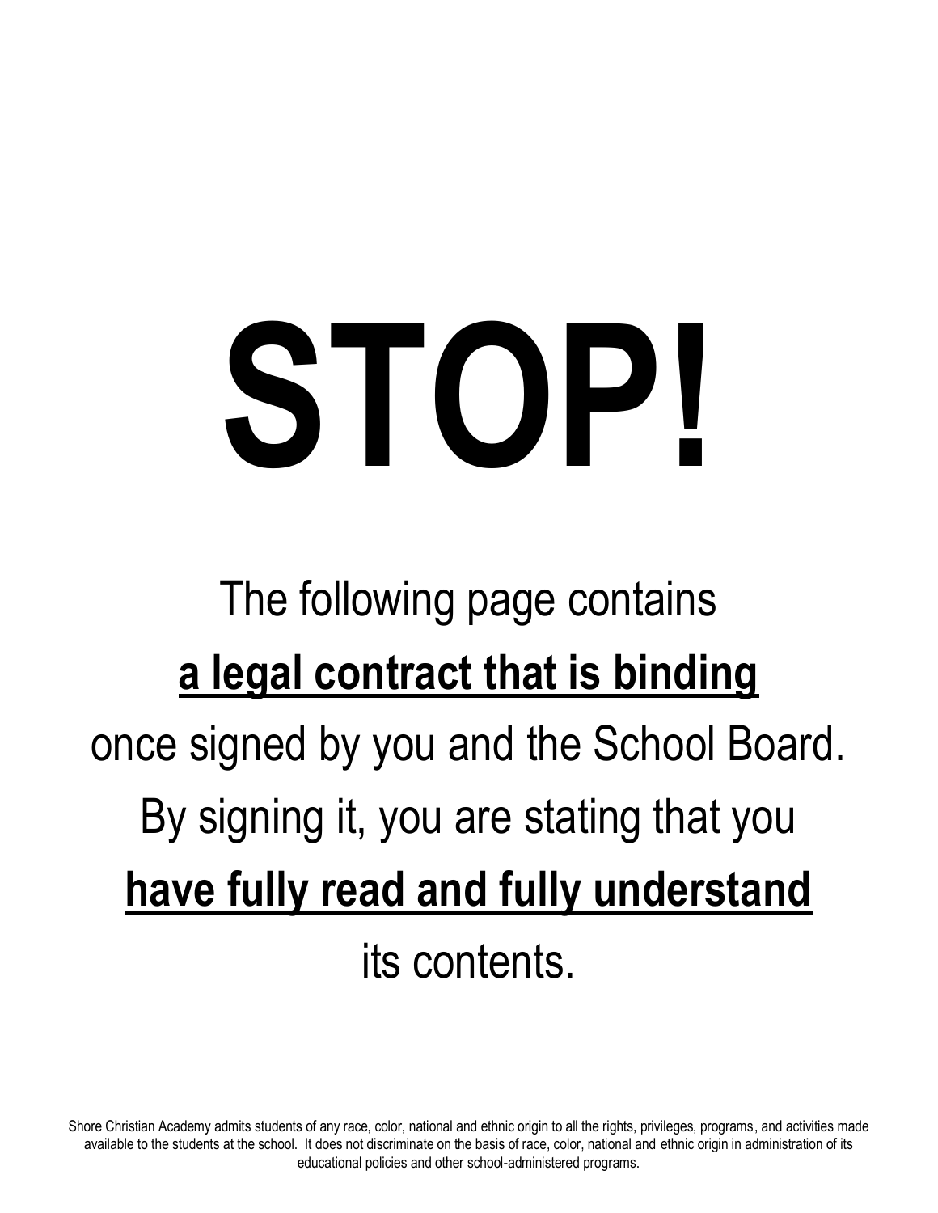# STOP!

The following page contains

**a legal contract that is binding**

once signed by you and the School Board.

By signing it, you are stating that you

**have fully read and fully understand**

its contents.

Shore Christian Academy admits students of any race, color, national and ethnic origin to all the rights, privileges, programs, and activities made available to the students at the school. It does not discriminate on the basis of race, color, national and ethnic origin in administration of its educational policies and other school-administered programs.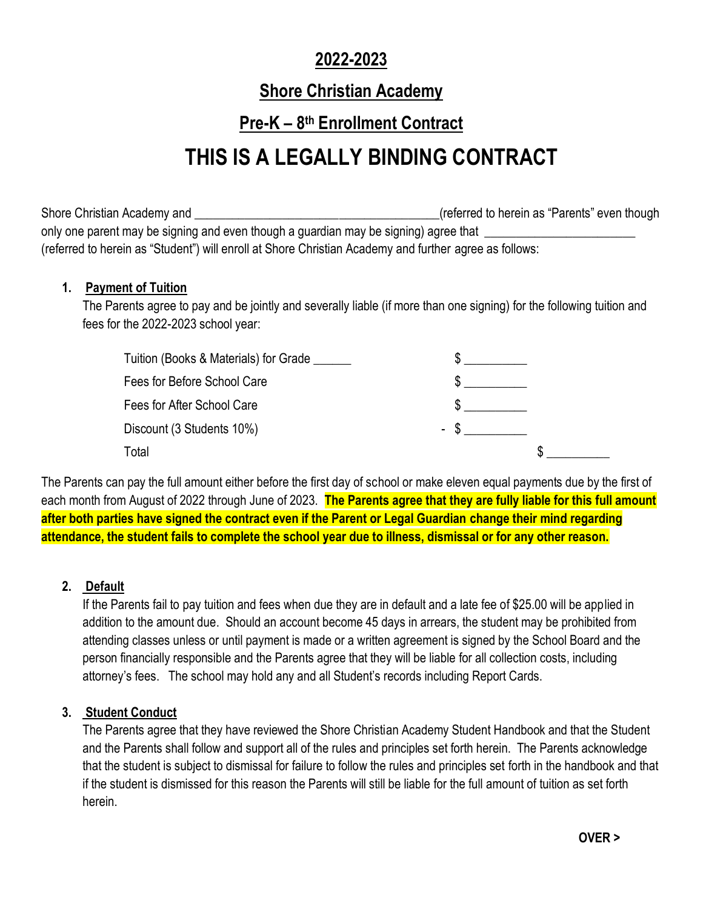# 2022-2023

## Shore Christian Academy

## Pre-K – 8th Enrollment Contract

# THIS IS A LEGALLY BINDING CONTRACT

Shore Christian Academy and ______________________________________(referred to herein as "Parents" even though only one parent may be signing and even though a guardian may be signing) agree that _______________________ (referred to herein as "Student") will enroll at Shore Christian Academy and further agree as follows:

1. **Payment of Tuition**
   The Parents agree to pay and be jointly and severally liable (if more than one signing) for the following tuition and fees for the 2022-2023 school year:

| | | |
|---|---|---|
| Tuition (Books & Materials) for Grade ______ | $ __________ | |
| Fees for Before School Care | $ __________ | |
| Fees for After School Care | $ __________ | |
| Discount (3 Students 10%) | - $ __________ | |
| Total | | $ __________ |

The Parents can pay the full amount either before the first day of school or make eleven equal payments due by the first of each month from August of 2022 through June of 2023. **The Parents agree that they are fully liable for this full amount after both parties have signed the contract even if the Parent or Legal Guardian change their mind regarding attendance, the student fails to complete the school year due to illness, dismissal or for any other reason.**

2. **Default**
   If the Parents fail to pay tuition and fees when due they are in default and a late fee of $25.00 will be applied in addition to the amount due. Should an account become 45 days in arrears, the student may be prohibited from attending classes unless or until payment is made or a written agreement is signed by the School Board and the person financially responsible and the Parents agree that they will be liable for all collection costs, including attorney's fees. The school may hold any and all Student's records including Report Cards.

3. **Student Conduct**
   The Parents agree that they have reviewed the Shore Christian Academy Student Handbook and that the Student and the Parents shall follow and support all of the rules and principles set forth herein. The Parents acknowledge that the student is subject to dismissal for failure to follow the rules and principles set forth in the handbook and that if the student is dismissed for this reason the Parents will still be liable for the full amount of tuition as set forth herein.

**OVER >**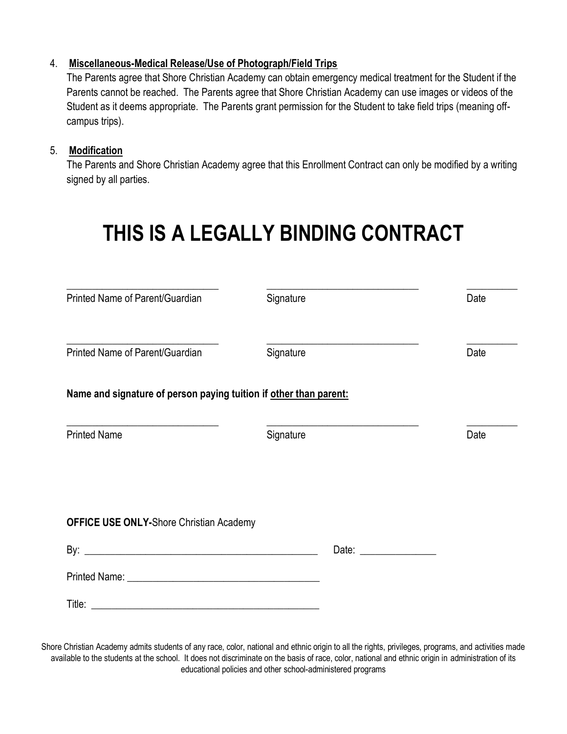4. **Miscellaneous-Medical Release/Use of Photograph/Field Trips**
   The Parents agree that Shore Christian Academy can obtain emergency medical treatment for the Student if the Parents cannot be reached. The Parents agree that Shore Christian Academy can use images or videos of the Student as it deems appropriate. The Parents grant permission for the Student to take field trips (meaning off-campus trips).

5. **Modification**
   The Parents and Shore Christian Academy agree that this Enrollment Contract can only be modified by a writing signed by all parties.

# THIS IS A LEGALLY BINDING CONTRACT

______________________________ ______________________________ __________
Printed Name of Parent/Guardian Signature Date

______________________________ ______________________________ __________
Printed Name of Parent/Guardian Signature Date

**Name and signature of person paying tuition if <u>other than parent:</u>**

______________________________ ______________________________ __________
Printed Name Signature Date

**OFFICE USE ONLY-**Shore Christian Academy

By: _____________________________________________ Date: _______________

Printed Name: ____________________________________

Title: _____________________________________________

Shore Christian Academy admits students of any race, color, national and ethnic origin to all the rights, privileges, programs, and activities made available to the students at the school. It does not discriminate on the basis of race, color, national and ethnic origin in administration of its educational policies and other school-administered programs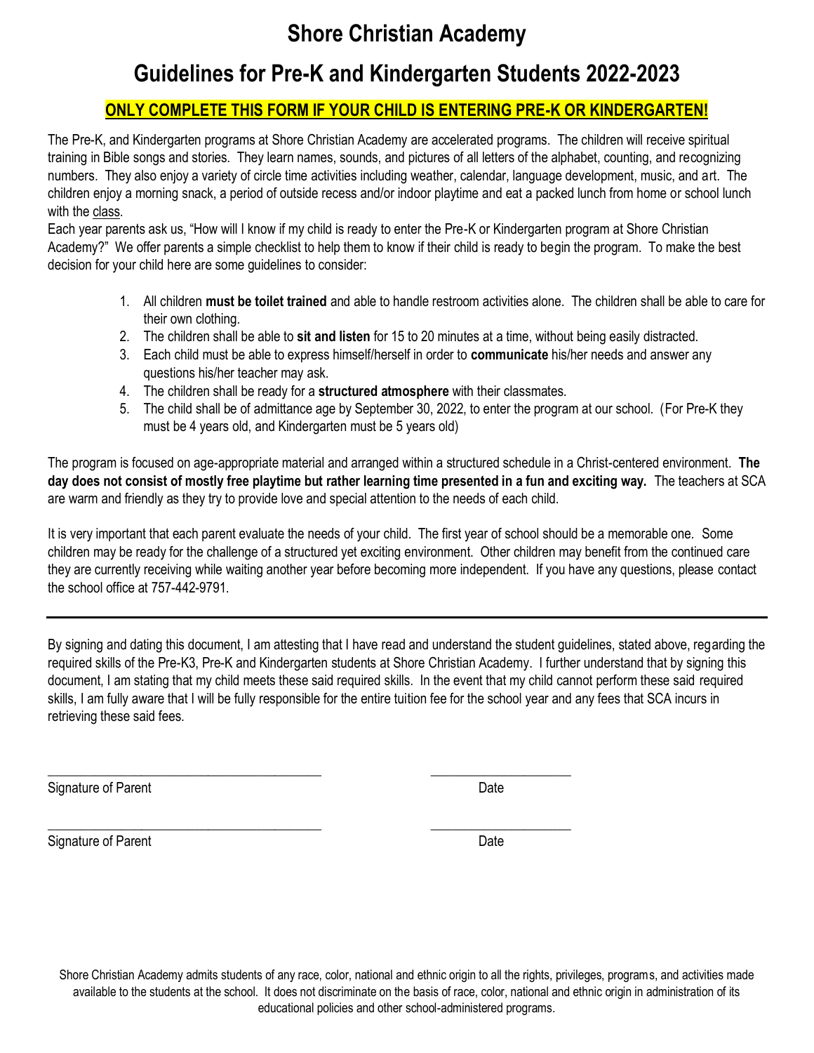# Shore Christian Academy

## Guidelines for Pre-K and Kindergarten Students 2022-2023

**ONLY COMPLETE THIS FORM IF YOUR CHILD IS ENTERING PRE-K OR KINDERGARTEN!**

The Pre-K, and Kindergarten programs at Shore Christian Academy are accelerated programs. The children will receive spiritual training in Bible songs and stories. They learn names, sounds, and pictures of all letters of the alphabet, counting, and recognizing numbers. They also enjoy a variety of circle time activities including weather, calendar, language development, music, and art. The children enjoy a morning snack, a period of outside recess and/or indoor playtime and eat a packed lunch from home or school lunch with the class.

Each year parents ask us, "How will I know if my child is ready to enter the Pre-K or Kindergarten program at Shore Christian Academy?" We offer parents a simple checklist to help them to know if their child is ready to begin the program. To make the best decision for your child here are some guidelines to consider:

1. All children **must be toilet trained** and able to handle restroom activities alone. The children shall be able to care for their own clothing.
2. The children shall be able to **sit and listen** for 15 to 20 minutes at a time, without being easily distracted.
3. Each child must be able to express himself/herself in order to **communicate** his/her needs and answer any questions his/her teacher may ask.
4. The children shall be ready for a **structured atmosphere** with their classmates.
5. The child shall be of admittance age by September 30, 2022, to enter the program at our school. (For Pre-K they must be 4 years old, and Kindergarten must be 5 years old)

The program is focused on age-appropriate material and arranged within a structured schedule in a Christ-centered environment. **The day does not consist of mostly free playtime but rather learning time presented in a fun and exciting way.** The teachers at SCA are warm and friendly as they try to provide love and special attention to the needs of each child.

It is very important that each parent evaluate the needs of your child. The first year of school should be a memorable one. Some children may be ready for the challenge of a structured yet exciting environment. Other children may benefit from the continued care they are currently receiving while waiting another year before becoming more independent. If you have any questions, please contact the school office at 757-442-9791.

---

By signing and dating this document, I am attesting that I have read and understand the student guidelines, stated above, regarding the required skills of the Pre-K3, Pre-K and Kindergarten students at Shore Christian Academy. I further understand that by signing this document, I am stating that my child meets these said required skills. In the event that my child cannot perform these said required skills, I am fully aware that I will be fully responsible for the entire tuition fee for the school year and any fees that SCA incurs in retrieving these said fees.

\_\_\_\_\_\_\_\_\_\_\_\_\_\_\_\_\_\_\_\_\_\_\_\_\_\_\_\_\_\_\_\_\_\_\_\_\_\_\_\_ \_\_\_\_\_\_\_\_\_\_\_\_\_\_\_\_\_\_\_\_\_\_

Signature of Parent Date

\_\_\_\_\_\_\_\_\_\_\_\_\_\_\_\_\_\_\_\_\_\_\_\_\_\_\_\_\_\_\_\_\_\_\_\_\_\_\_\_ \_\_\_\_\_\_\_\_\_\_\_\_\_\_\_\_\_\_\_\_\_\_

Signature of Parent Date

Shore Christian Academy admits students of any race, color, national and ethnic origin to all the rights, privileges, programs, and activities made available to the students at the school. It does not discriminate on the basis of race, color, national and ethnic origin in administration of its educational policies and other school-administered programs.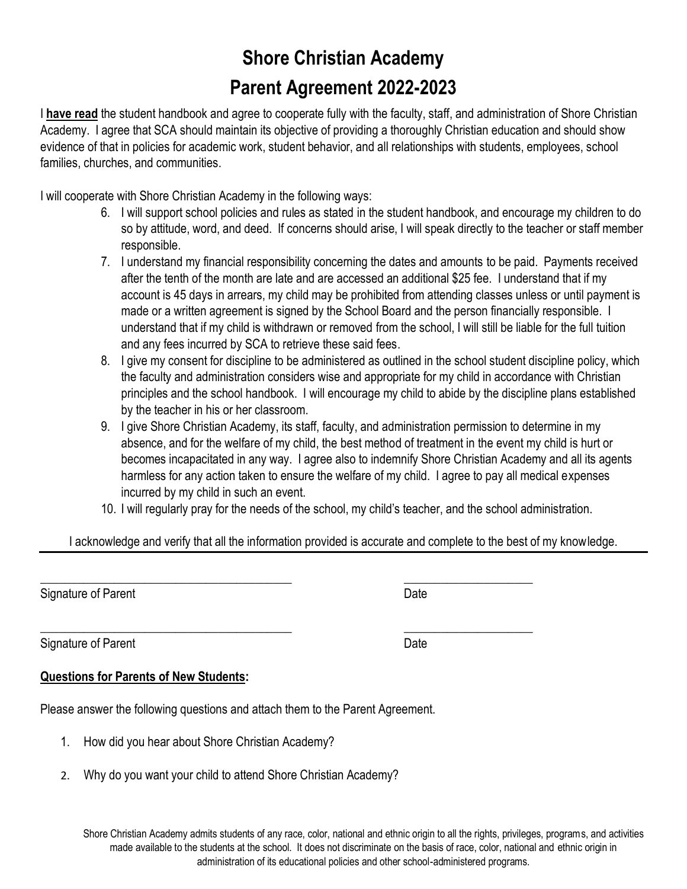# Shore Christian Academy

## Parent Agreement 2022-2023

I **have read** the student handbook and agree to cooperate fully with the faculty, staff, and administration of Shore Christian Academy. I agree that SCA should maintain its objective of providing a thoroughly Christian education and should show evidence of that in policies for academic work, student behavior, and all relationships with students, employees, school families, churches, and communities.

I will cooperate with Shore Christian Academy in the following ways:

6. I will support school policies and rules as stated in the student handbook, and encourage my children to do so by attitude, word, and deed. If concerns should arise, I will speak directly to the teacher or staff member responsible.
7. I understand my financial responsibility concerning the dates and amounts to be paid. Payments received after the tenth of the month are late and are accessed an additional $25 fee. I understand that if my account is 45 days in arrears, my child may be prohibited from attending classes unless or until payment is made or a written agreement is signed by the School Board and the person financially responsible. I understand that if my child is withdrawn or removed from the school, I will still be liable for the full tuition and any fees incurred by SCA to retrieve these said fees.
8. I give my consent for discipline to be administered as outlined in the school student discipline policy, which the faculty and administration considers wise and appropriate for my child in accordance with Christian principles and the school handbook. I will encourage my child to abide by the discipline plans established by the teacher in his or her classroom.
9. I give Shore Christian Academy, its staff, faculty, and administration permission to determine in my absence, and for the welfare of my child, the best method of treatment in the event my child is hurt or becomes incapacitated in any way. I agree also to indemnify Shore Christian Academy and all its agents harmless for any action taken to ensure the welfare of my child. I agree to pay all medical expenses incurred by my child in such an event.
10. I will regularly pray for the needs of the school, my child's teacher, and the school administration.

I acknowledge and verify that all the information provided is accurate and complete to the best of my knowledge.

---

\_\_\_\_\_\_\_\_\_\_\_\_\_\_\_\_\_\_\_\_\_\_\_\_\_\_\_\_\_\_\_\_\_\_\_\_\_\_\_\_ \_\_\_\_\_\_\_\_\_\_\_\_\_\_\_\_\_\_\_\_\_

Signature of Parent Date

\_\_\_\_\_\_\_\_\_\_\_\_\_\_\_\_\_\_\_\_\_\_\_\_\_\_\_\_\_\_\_\_\_\_\_\_\_\_\_\_ \_\_\_\_\_\_\_\_\_\_\_\_\_\_\_\_\_\_\_\_\_

Signature of Parent Date

**<u>Questions for Parents of New Students</u>:**

Please answer the following questions and attach them to the Parent Agreement.

1. How did you hear about Shore Christian Academy?
2. Why do you want your child to attend Shore Christian Academy?

Shore Christian Academy admits students of any race, color, national and ethnic origin to all the rights, privileges, programs, and activities made available to the students at the school. It does not discriminate on the basis of race, color, national and ethnic origin in administration of its educational policies and other school-administered programs.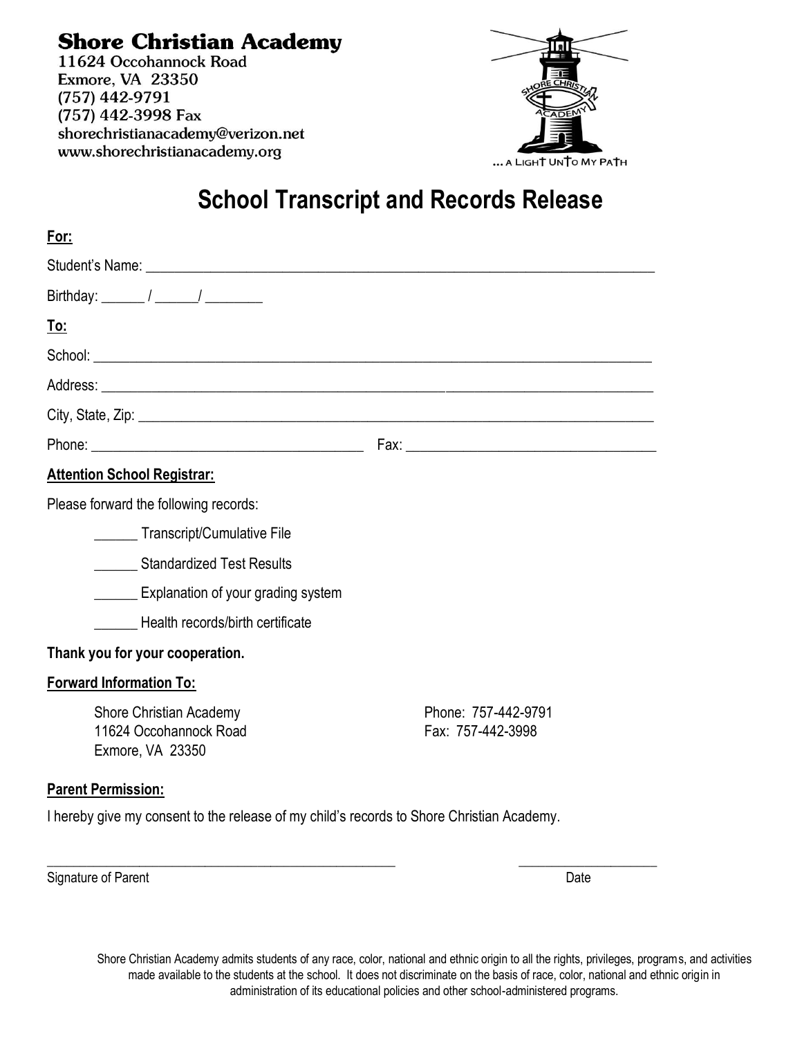**Shore Christian Academy**
11624 Occohannock Road
Exmore, VA 23350
(757) 442-9791
(757) 442-3998 Fax
shorechristianacademy@verizon.net
www.shorechristianacademy.org

... A LIGHT UNTO MY PATH

# School Transcript and Records Release

**For:**

Student's Name: ______________________________________________

Birthday: ______ / ______/ ________

**To:**

School: ______________________________________________

Address: ______________________________________________

City, State, Zip: ______________________________________________

Phone: ______________________ Fax: ______________________

**Attention School Registrar:**

Please forward the following records:

- ______ Transcript/Cumulative File
- ______ Standardized Test Results
- ______ Explanation of your grading system
- ______ Health records/birth certificate

**Thank you for your cooperation.**

**Forward Information To:**

Shore Christian Academy
11624 Occohannock Road
Exmore, VA 23350

Phone: 757-442-9791
Fax: 757-442-3998

**Parent Permission:**

I hereby give my consent to the release of my child's records to Shore Christian Academy.

______________________________________ ____________________
Signature of Parent Date

Shore Christian Academy admits students of any race, color, national and ethnic origin to all the rights, privileges, programs, and activities made available to the students at the school. It does not discriminate on the basis of race, color, national and ethnic origin in administration of its educational policies and other school-administered programs.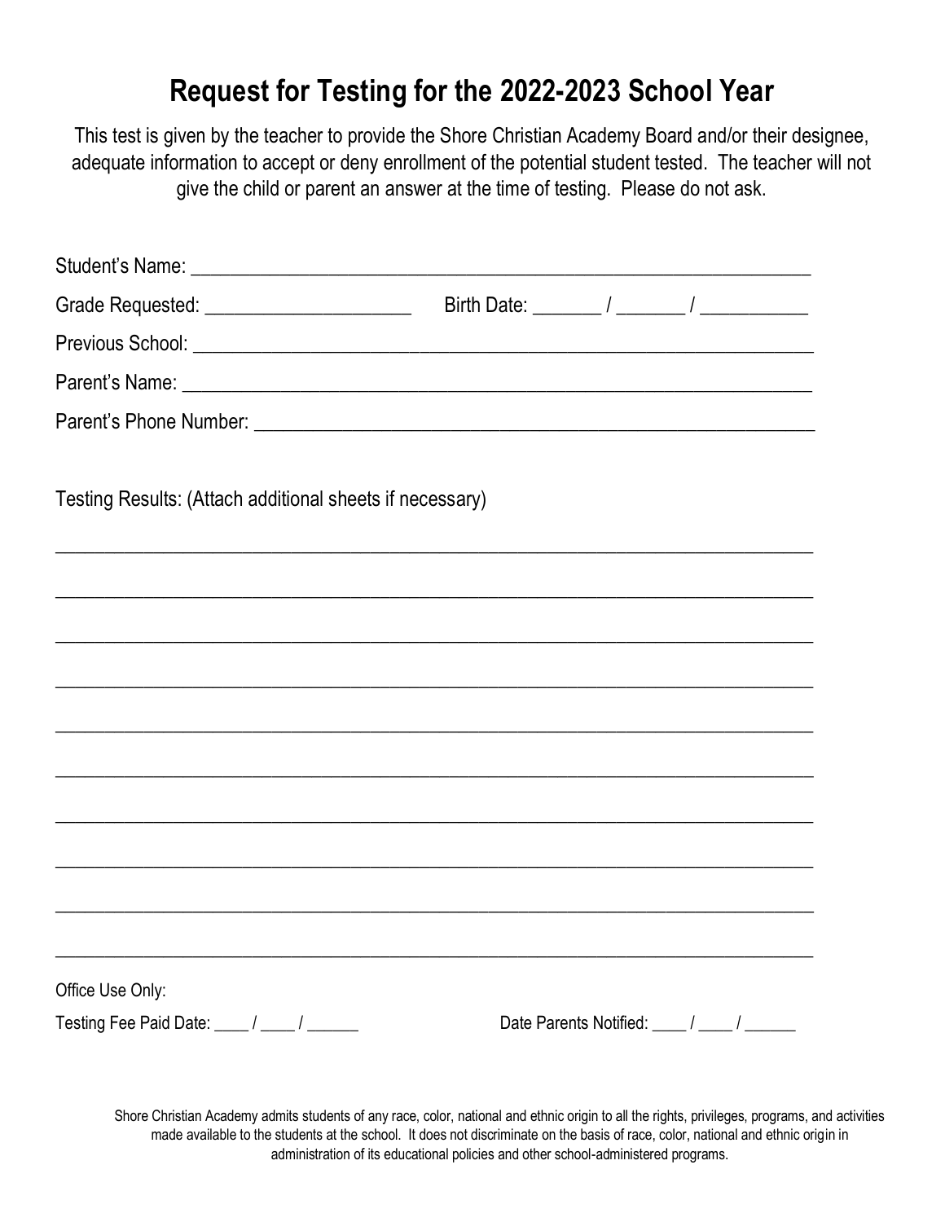# Request for Testing for the 2022-2023 School Year

This test is given by the teacher to provide the Shore Christian Academy Board and/or their designee, adequate information to accept or deny enrollment of the potential student tested. The teacher will not give the child or parent an answer at the time of testing. Please do not ask.

Student's Name: ______________________________________________________________

Grade Requested: ____________________ Birth Date: _______ / _______ / __________

Previous School: ______________________________________________________________

Parent's Name: _______________________________________________________________

Parent's Phone Number: ________________________________________________________

Testing Results: (Attach additional sheets if necessary)

_____________________________________________________________________________

_____________________________________________________________________________

_____________________________________________________________________________

_____________________________________________________________________________

_____________________________________________________________________________

_____________________________________________________________________________

_____________________________________________________________________________

_____________________________________________________________________________

_____________________________________________________________________________

_____________________________________________________________________________

Office Use Only:

Testing Fee Paid Date: ____ / ____ / ______ Date Parents Notified: ____ / ____ / ______

Shore Christian Academy admits students of any race, color, national and ethnic origin to all the rights, privileges, programs, and activities made available to the students at the school. It does not discriminate on the basis of race, color, national and ethnic origin in administration of its educational policies and other school-administered programs.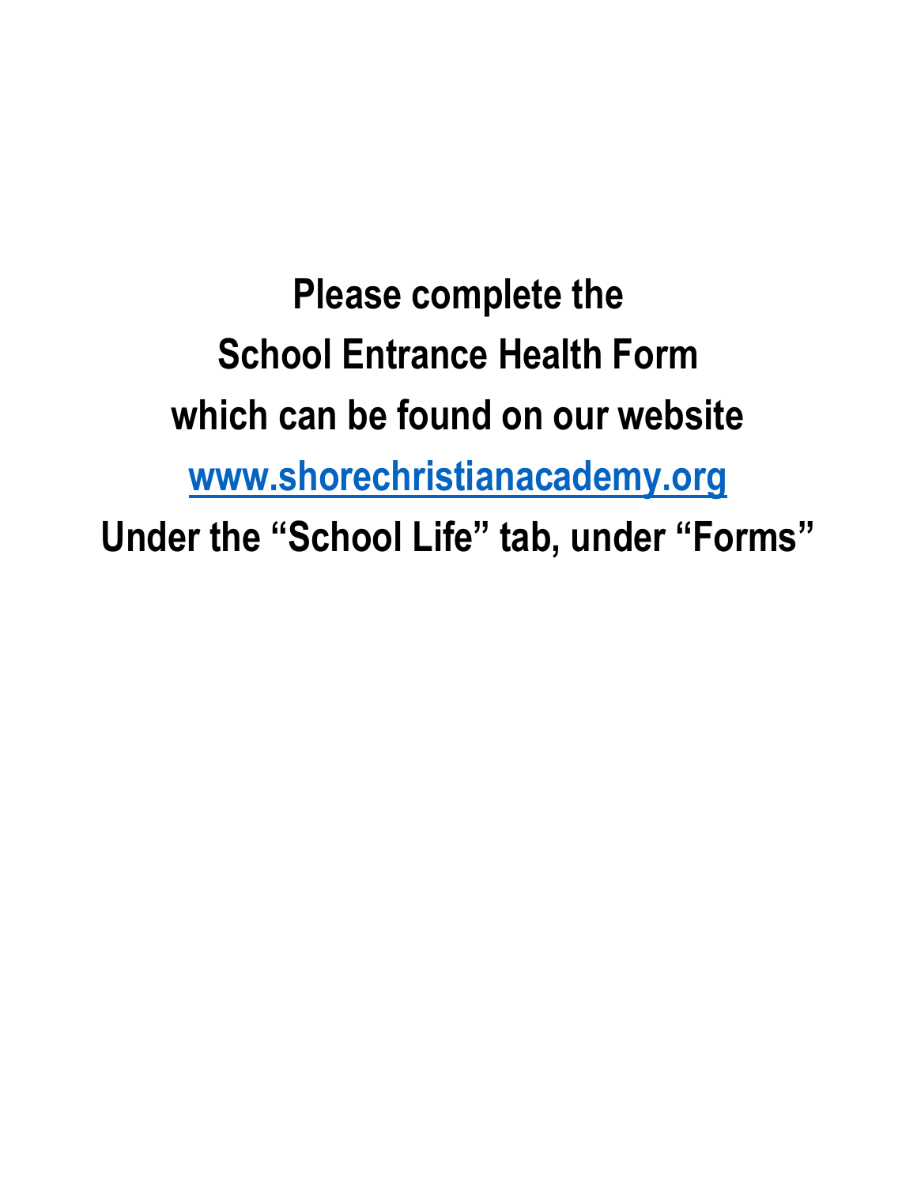**Please complete the**

**School Entrance Health Form**

**which can be found on our website**

**[www.shorechristianacademy.org](http://www.shorechristianacademy.org)**

**Under the “School Life” tab, under “Forms”**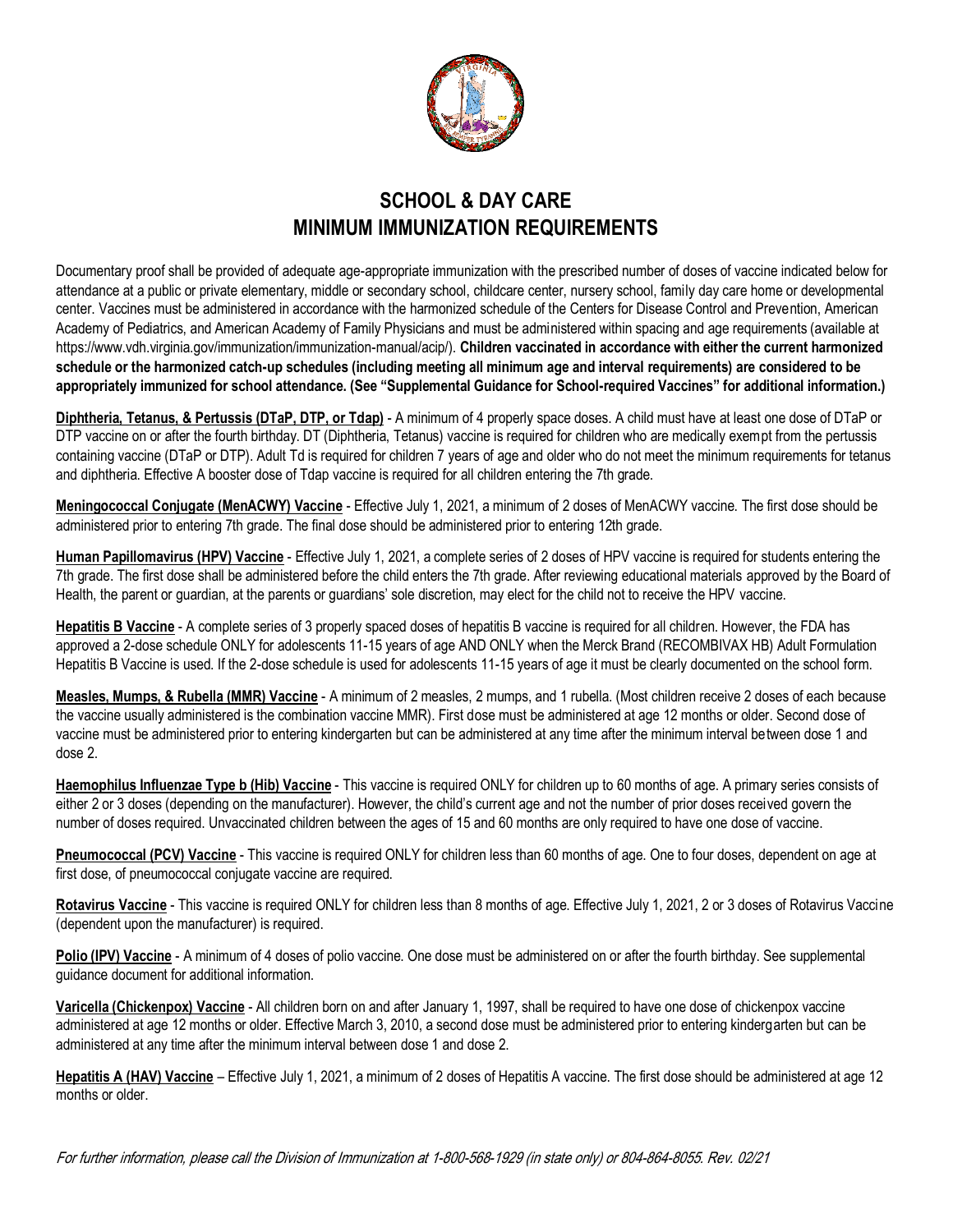# SCHOOL & DAY CARE
# MINIMUM IMMUNIZATION REQUIREMENTS

Documentary proof shall be provided of adequate age-appropriate immunization with the prescribed number of doses of vaccine indicated below for attendance at a public or private elementary, middle or secondary school, childcare center, nursery school, family day care home or developmental center. Vaccines must be administered in accordance with the harmonized schedule of the Centers for Disease Control and Prevention, American Academy of Pediatrics, and American Academy of Family Physicians and must be administered within spacing and age requirements (available at https://www.vdh.virginia.gov/immunization/immunization-manual/acip/). **Children vaccinated in accordance with either the current harmonized schedule or the harmonized catch-up schedules (including meeting all minimum age and interval requirements) are considered to be appropriately immunized for school attendance. (See "Supplemental Guidance for School-required Vaccines" for additional information.)**

**Diphtheria, Tetanus, & Pertussis (DTaP, DTP, or Tdap)** - A minimum of 4 properly space doses. A child must have at least one dose of DTaP or DTP vaccine on or after the fourth birthday. DT (Diphtheria, Tetanus) vaccine is required for children who are medically exempt from the pertussis containing vaccine (DTaP or DTP). Adult Td is required for children 7 years of age and older who do not meet the minimum requirements for tetanus and diphtheria. Effective A booster dose of Tdap vaccine is required for all children entering the 7th grade.

**Meningococcal Conjugate (MenACWY) Vaccine** - Effective July 1, 2021, a minimum of 2 doses of MenACWY vaccine. The first dose should be administered prior to entering 7th grade. The final dose should be administered prior to entering 12th grade.

**Human Papillomavirus (HPV) Vaccine** - Effective July 1, 2021, a complete series of 2 doses of HPV vaccine is required for students entering the 7th grade. The first dose shall be administered before the child enters the 7th grade. After reviewing educational materials approved by the Board of Health, the parent or guardian, at the parents or guardians' sole discretion, may elect for the child not to receive the HPV vaccine.

**Hepatitis B Vaccine** - A complete series of 3 properly spaced doses of hepatitis B vaccine is required for all children. However, the FDA has approved a 2-dose schedule ONLY for adolescents 11-15 years of age AND ONLY when the Merck Brand (RECOMBIVAX HB) Adult Formulation Hepatitis B Vaccine is used. If the 2-dose schedule is used for adolescents 11-15 years of age it must be clearly documented on the school form.

**Measles, Mumps, & Rubella (MMR) Vaccine** - A minimum of 2 measles, 2 mumps, and 1 rubella. (Most children receive 2 doses of each because the vaccine usually administered is the combination vaccine MMR). First dose must be administered at age 12 months or older. Second dose of vaccine must be administered prior to entering kindergarten but can be administered at any time after the minimum interval between dose 1 and dose 2.

**Haemophilus Influenzae Type b (Hib) Vaccine** - This vaccine is required ONLY for children up to 60 months of age. A primary series consists of either 2 or 3 doses (depending on the manufacturer). However, the child's current age and not the number of prior doses received govern the number of doses required. Unvaccinated children between the ages of 15 and 60 months are only required to have one dose of vaccine.

**Pneumococcal (PCV) Vaccine** - This vaccine is required ONLY for children less than 60 months of age. One to four doses, dependent on age at first dose, of pneumococcal conjugate vaccine are required.

**Rotavirus Vaccine** - This vaccine is required ONLY for children less than 8 months of age. Effective July 1, 2021, 2 or 3 doses of Rotavirus Vaccine (dependent upon the manufacturer) is required.

**Polio (IPV) Vaccine** - A minimum of 4 doses of polio vaccine. One dose must be administered on or after the fourth birthday. See supplemental guidance document for additional information.

**Varicella (Chickenpox) Vaccine** - All children born on and after January 1, 1997, shall be required to have one dose of chickenpox vaccine administered at age 12 months or older. Effective March 3, 2010, a second dose must be administered prior to entering kindergarten but can be administered at any time after the minimum interval between dose 1 and dose 2.

**Hepatitis A (HAV) Vaccine** – Effective July 1, 2021, a minimum of 2 doses of Hepatitis A vaccine. The first dose should be administered at age 12 months or older.

*For further information, please call the Division of Immunization at 1-800-568-1929 (in state only) or 804-864-8055. Rev. 02/21*